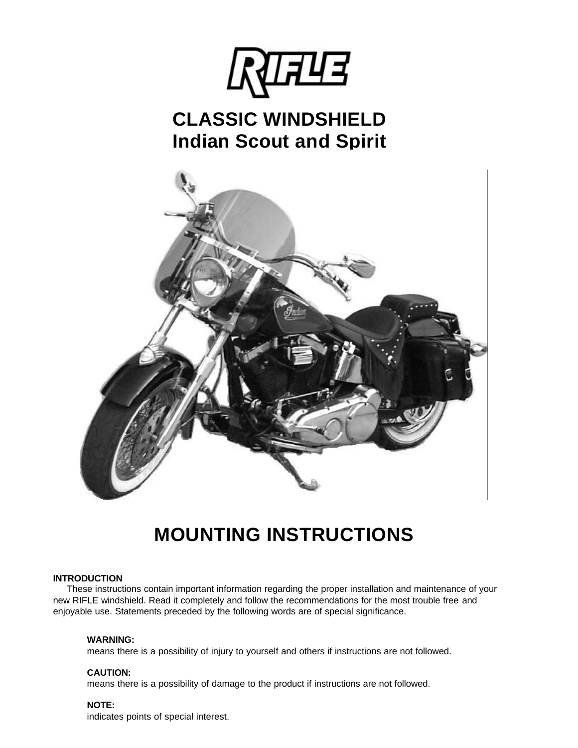# RIFLE

## CLASSIC WINDSHIELD
## Indian Scout and Spirit

# MOUNTING INSTRUCTIONS

**INTRODUCTION**

These instructions contain important information regarding the proper installation and maintenance of your new RIFLE windshield. Read it completely and follow the recommendations for the most trouble free and enjoyable use. Statements preceded by the following words are of special significance.

**WARNING:**
means there is a possibility of injury to yourself and others if instructions are not followed.

**CAUTION:**
means there is a possibility of damage to the product if instructions are not followed.

**NOTE:**
indicates points of special interest.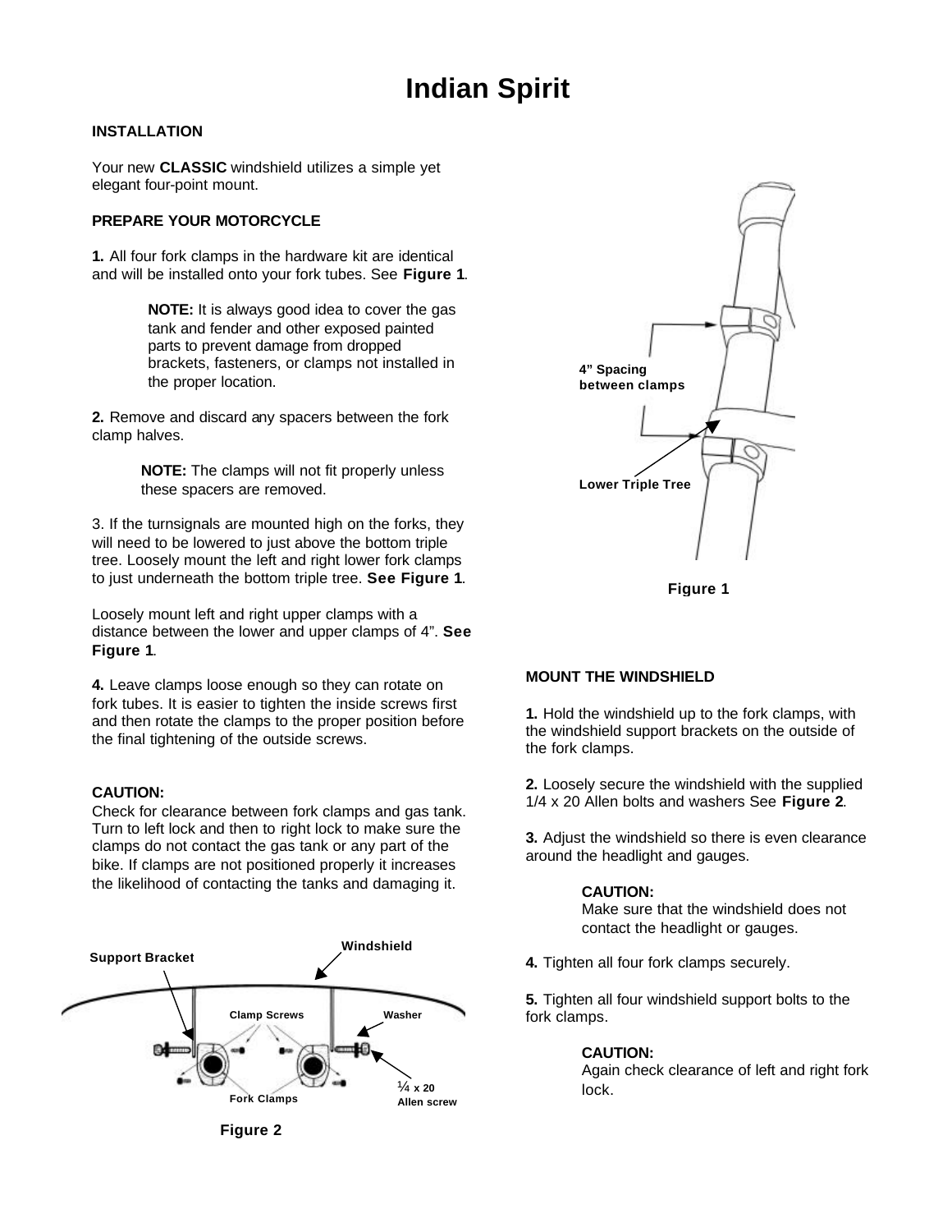# Indian Spirit

**INSTALLATION**

Your new **CLASSIC** windshield utilizes a simple yet elegant four-point mount.

**PREPARE YOUR MOTORCYCLE**

**1.** All four fork clamps in the hardware kit are identical and will be installed onto your fork tubes. See **Figure 1**.

> **NOTE:** It is always good idea to cover the gas tank and fender and other exposed painted parts to prevent damage from dropped brackets, fasteners, or clamps not installed in the proper location.

**2.** Remove and discard any spacers between the fork clamp halves.

> **NOTE:** The clamps will not fit properly unless these spacers are removed.

3. If the turnsignals are mounted high on the forks, they will need to be lowered to just above the bottom triple tree. Loosely mount the left and right lower fork clamps to just underneath the bottom triple tree. **See Figure 1**.

Loosely mount left and right upper clamps with a distance between the lower and upper clamps of 4". **See Figure 1**.

**4.** Leave clamps loose enough so they can rotate on fork tubes. It is easier to tighten the inside screws first and then rotate the clamps to the proper position before the final tightening of the outside screws.

**CAUTION:**
Check for clearance between fork clamps and gas tank. Turn to left lock and then to right lock to make sure the clamps do not contact the gas tank or any part of the bike. If clamps are not positioned properly it increases the likelihood of contacting the tanks and damaging it.

4" Spacing between clamps

Lower Triple Tree

**Figure 1**

Support Bracket

Windshield

Clamp Screws

Washer

Fork Clamps

¼ x 20 Allen screw

**Figure 2**

**MOUNT THE WINDSHIELD**

**1.** Hold the windshield up to the fork clamps, with the windshield support brackets on the outside of the fork clamps.

**2.** Loosely secure the windshield with the supplied 1/4 x 20 Allen bolts and washers See **Figure 2**.

**3.** Adjust the windshield so there is even clearance around the headlight and gauges.

> **CAUTION:**
> Make sure that the windshield does not contact the headlight or gauges.

**4.** Tighten all four fork clamps securely.

**5.** Tighten all four windshield support bolts to the fork clamps.

> **CAUTION:**
> Again check clearance of left and right fork lock.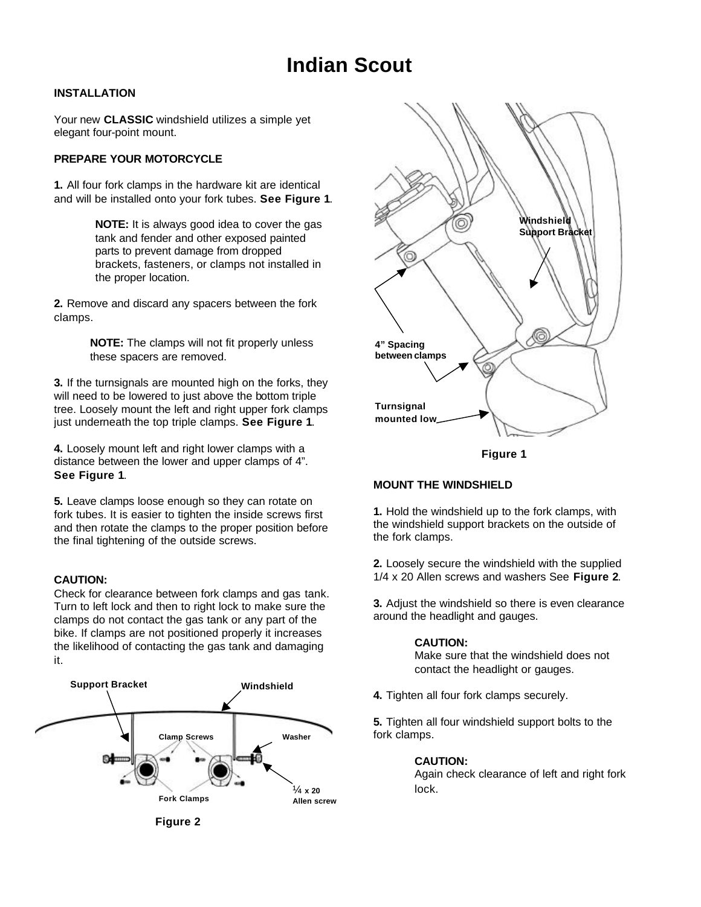# Indian Scout

**INSTALLATION**

Your new **CLASSIC** windshield utilizes a simple yet elegant four-point mount.

**PREPARE YOUR MOTORCYCLE**

**1.** All four fork clamps in the hardware kit are identical and will be installed onto your fork tubes. **See Figure 1**.

> **NOTE:** It is always good idea to cover the gas tank and fender and other exposed painted parts to prevent damage from dropped brackets, fasteners, or clamps not installed in the proper location.

**2.** Remove and discard any spacers between the fork clamps.

> **NOTE:** The clamps will not fit properly unless these spacers are removed.

**3.** If the turnsignals are mounted high on the forks, they will need to be lowered to just above the bottom triple tree. Loosely mount the left and right upper fork clamps just underneath the top triple clamps. **See Figure 1**.

**4.** Loosely mount left and right lower clamps with a distance between the lower and upper clamps of 4". **See Figure 1**.

**5.** Leave clamps loose enough so they can rotate on fork tubes. It is easier to tighten the inside screws first and then rotate the clamps to the proper position before the final tightening of the outside screws.

**CAUTION:**
Check for clearance between fork clamps and gas tank. Turn to left lock and then to right lock to make sure the clamps do not contact the gas tank or any part of the bike. If clamps are not positioned properly it increases the likelihood of contacting the gas tank and damaging it.

Support Bracket, Windshield, Clamp Screws, Washer, Fork Clamps, ¼ x 20 Allen screw

**Figure 2**

Windshield Support Bracket, 4" Spacing between clamps, Turnsignal mounted low

**Figure 1**

**MOUNT THE WINDSHIELD**

**1.** Hold the windshield up to the fork clamps, with the windshield support brackets on the outside of the fork clamps.

**2.** Loosely secure the windshield with the supplied 1/4 x 20 Allen screws and washers See **Figure 2**.

**3.** Adjust the windshield so there is even clearance around the headlight and gauges.

> **CAUTION:**
> Make sure that the windshield does not contact the headlight or gauges.

**4.** Tighten all four fork clamps securely.

**5.** Tighten all four windshield support bolts to the fork clamps.

> **CAUTION:**
> Again check clearance of left and right fork lock.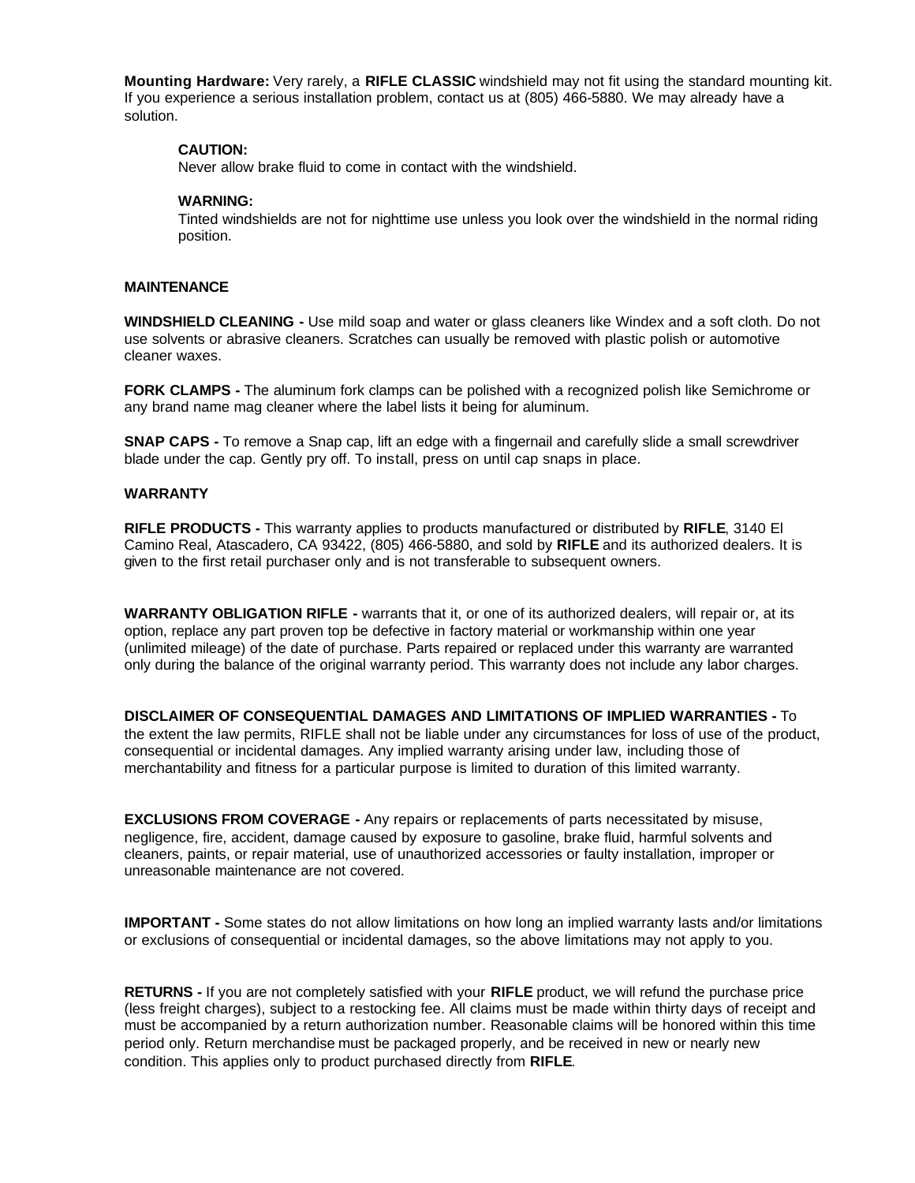**Mounting Hardware:** Very rarely, a **RIFLE CLASSIC** windshield may not fit using the standard mounting kit. If you experience a serious installation problem, contact us at (805) 466-5880. We may already have a solution.

> **CAUTION:**
> Never allow brake fluid to come in contact with the windshield.
>
> **WARNING:**
> Tinted windshields are not for nighttime use unless you look over the windshield in the normal riding position.

## MAINTENANCE

**WINDSHIELD CLEANING -** Use mild soap and water or glass cleaners like Windex and a soft cloth. Do not use solvents or abrasive cleaners. Scratches can usually be removed with plastic polish or automotive cleaner waxes.

**FORK CLAMPS -** The aluminum fork clamps can be polished with a recognized polish like Semichrome or any brand name mag cleaner where the label lists it being for aluminum.

**SNAP CAPS -** To remove a Snap cap, lift an edge with a fingernail and carefully slide a small screwdriver blade under the cap. Gently pry off. To install, press on until cap snaps in place.

## WARRANTY

**RIFLE PRODUCTS -** This warranty applies to products manufactured or distributed by **RIFLE**, 3140 El Camino Real, Atascadero, CA 93422, (805) 466-5880, and sold by **RIFLE** and its authorized dealers. It is given to the first retail purchaser only and is not transferable to subsequent owners.

**WARRANTY OBLIGATION RIFLE -** warrants that it, or one of its authorized dealers, will repair or, at its option, replace any part proven top be defective in factory material or workmanship within one year (unlimited mileage) of the date of purchase. Parts repaired or replaced under this warranty are warranted only during the balance of the original warranty period. This warranty does not include any labor charges.

**DISCLAIMER OF CONSEQUENTIAL DAMAGES AND LIMITATIONS OF IMPLIED WARRANTIES -** To the extent the law permits, RIFLE shall not be liable under any circumstances for loss of use of the product, consequential or incidental damages. Any implied warranty arising under law, including those of merchantability and fitness for a particular purpose is limited to duration of this limited warranty.

**EXCLUSIONS FROM COVERAGE -** Any repairs or replacements of parts necessitated by misuse, negligence, fire, accident, damage caused by exposure to gasoline, brake fluid, harmful solvents and cleaners, paints, or repair material, use of unauthorized accessories or faulty installation, improper or unreasonable maintenance are not covered.

**IMPORTANT -** Some states do not allow limitations on how long an implied warranty lasts and/or limitations or exclusions of consequential or incidental damages, so the above limitations may not apply to you.

**RETURNS -** If you are not completely satisfied with your **RIFLE** product, we will refund the purchase price (less freight charges), subject to a restocking fee. All claims must be made within thirty days of receipt and must be accompanied by a return authorization number. Reasonable claims will be honored within this time period only. Return merchandise must be packaged properly, and be received in new or nearly new condition. This applies only to product purchased directly from **RIFLE**.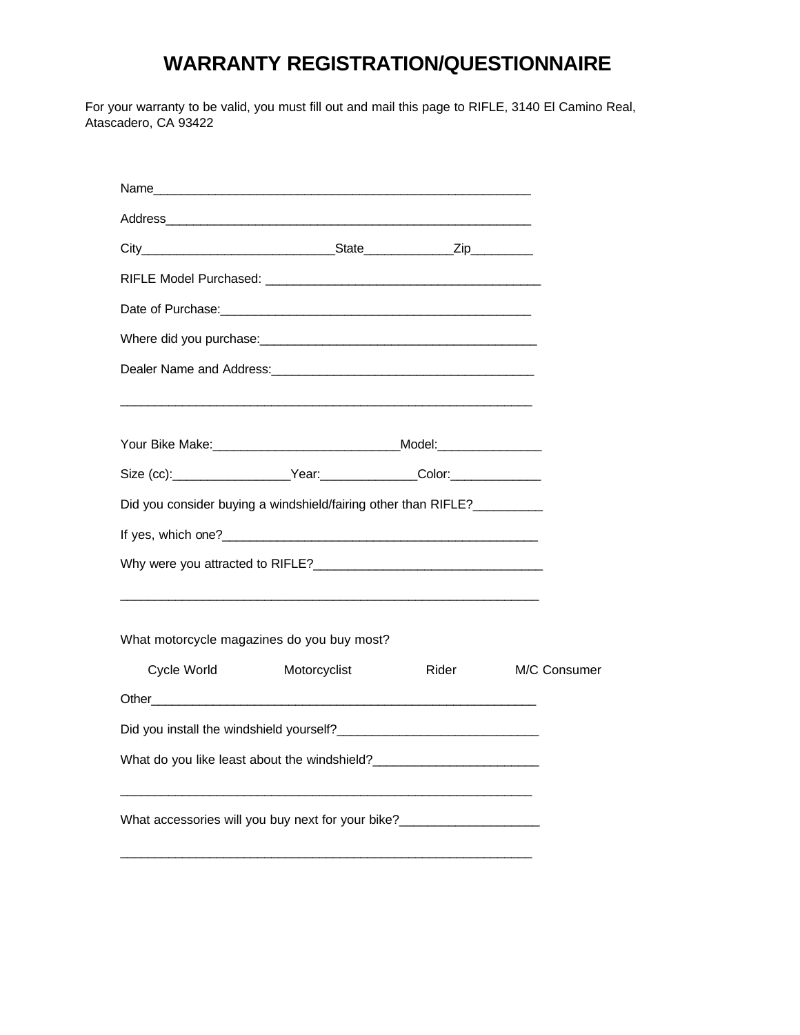# WARRANTY REGISTRATION/QUESTIONNAIRE

For your warranty to be valid, you must fill out and mail this page to RIFLE, 3140 El Camino Real, Atascadero, CA 93422

Name_______________________________________________________

Address_____________________________________________________

City___________________________State____________Zip_________

RIFLE Model Purchased: ________________________________________

Date of Purchase:_____________________________________________

Where did you purchase:_______________________________________

Dealer Name and Address:_____________________________________

_____________________________________________________________

Your Bike Make:__________________________Model:_______________

Size (cc):________________Year:_____________Color:_____________

Did you consider buying a windshield/fairing other than RIFLE?__________

If yes, which one?_____________________________________________

Why were you attracted to RIFLE?________________________________

_____________________________________________________________

What motorcycle magazines do you buy most?

Cycle World      Motorcyclist      Rider      M/C Consumer

Other_______________________________________________________

Did you install the windshield yourself?____________________________

What do you like least about the windshield?_______________________

_____________________________________________________________

What accessories will you buy next for your bike?___________________

_____________________________________________________________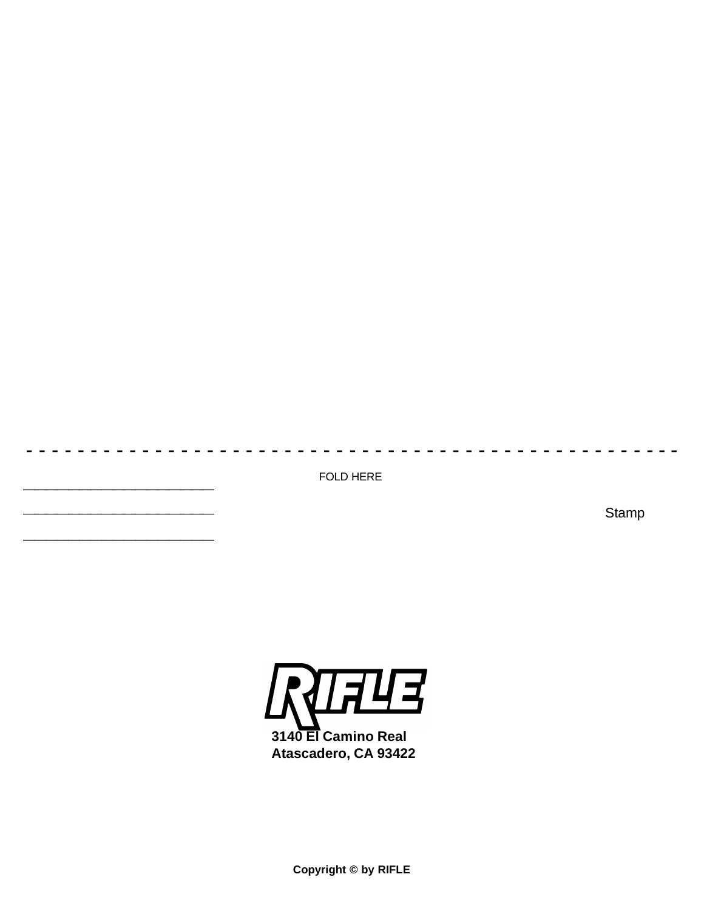- - - - - - - - - - - - - - - - - - - - - - - - - - - - - - - - - - - - - - - - - - - - - - - - - - - -

FOLD HERE

_________________________

_________________________

_________________________

Stamp

RIFLE

**3140 El Camino Real**
**Atascadero, CA 93422**

**Copyright © by RIFLE**